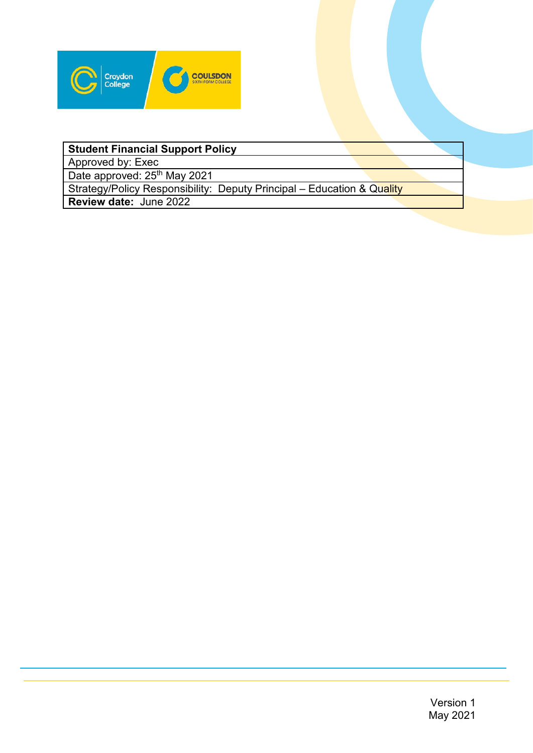| **Student Financial Support Policy** |
|---|
| Approved by: Exec |
| Date approved: 25th May 2021 |
| Strategy/Policy Responsibility: Deputy Principal – Education & Quality |
| **Review date:** June 2022 |

Version 1
May 2021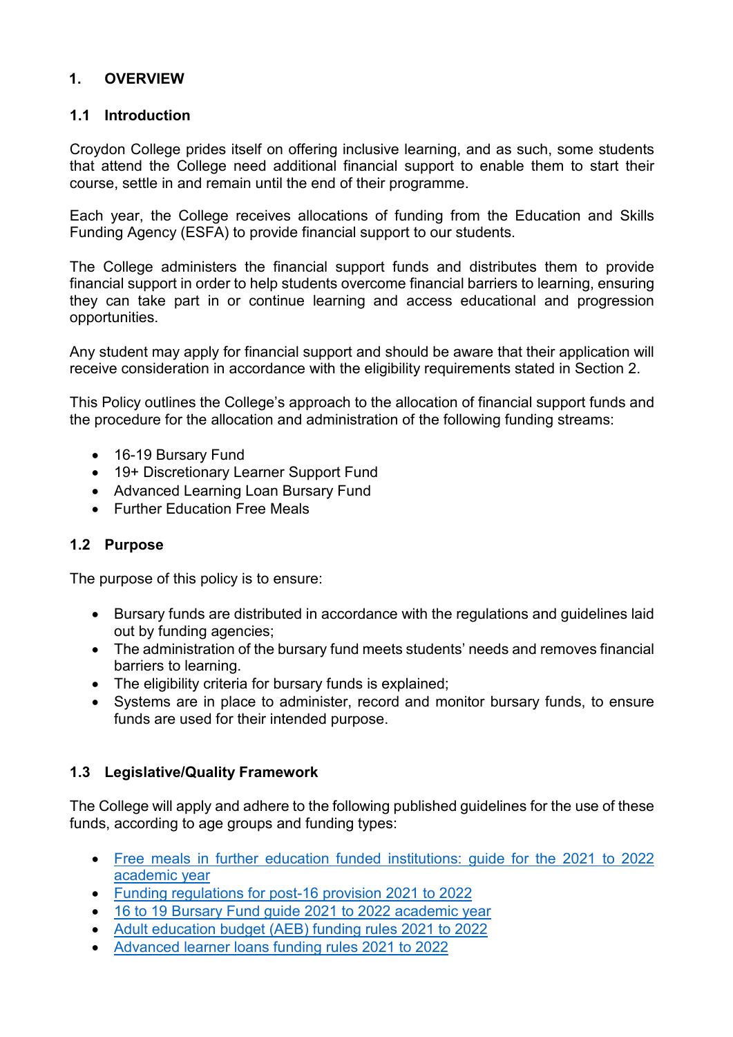# 1. OVERVIEW

## 1.1 Introduction

Croydon College prides itself on offering inclusive learning, and as such, some students that attend the College need additional financial support to enable them to start their course, settle in and remain until the end of their programme.

Each year, the College receives allocations of funding from the Education and Skills Funding Agency (ESFA) to provide financial support to our students.

The College administers the financial support funds and distributes them to provide financial support in order to help students overcome financial barriers to learning, ensuring they can take part in or continue learning and access educational and progression opportunities.

Any student may apply for financial support and should be aware that their application will receive consideration in accordance with the eligibility requirements stated in Section 2.

This Policy outlines the College's approach to the allocation of financial support funds and the procedure for the allocation and administration of the following funding streams:

- 16-19 Bursary Fund
- 19+ Discretionary Learner Support Fund
- Advanced Learning Loan Bursary Fund
- Further Education Free Meals

## 1.2 Purpose

The purpose of this policy is to ensure:

- Bursary funds are distributed in accordance with the regulations and guidelines laid out by funding agencies;
- The administration of the bursary fund meets students' needs and removes financial barriers to learning.
- The eligibility criteria for bursary funds is explained;
- Systems are in place to administer, record and monitor bursary funds, to ensure funds are used for their intended purpose.

## 1.3 Legislative/Quality Framework

The College will apply and adhere to the following published guidelines for the use of these funds, according to age groups and funding types:

- Free meals in further education funded institutions: guide for the 2021 to 2022 academic year
- Funding regulations for post-16 provision 2021 to 2022
- 16 to 19 Bursary Fund guide 2021 to 2022 academic year
- Adult education budget (AEB) funding rules 2021 to 2022
- Advanced learner loans funding rules 2021 to 2022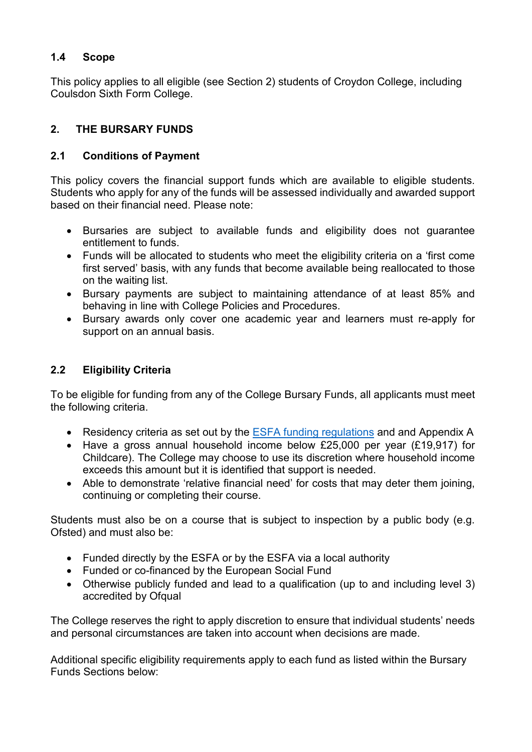### 1.4 Scope

This policy applies to all eligible (see Section 2) students of Croydon College, including Coulsdon Sixth Form College.

## 2. THE BURSARY FUNDS

### 2.1 Conditions of Payment

This policy covers the financial support funds which are available to eligible students. Students who apply for any of the funds will be assessed individually and awarded support based on their financial need. Please note:

- Bursaries are subject to available funds and eligibility does not guarantee entitlement to funds.
- Funds will be allocated to students who meet the eligibility criteria on a 'first come first served' basis, with any funds that become available being reallocated to those on the waiting list.
- Bursary payments are subject to maintaining attendance of at least 85% and behaving in line with College Policies and Procedures.
- Bursary awards only cover one academic year and learners must re-apply for support on an annual basis.

### 2.2 Eligibility Criteria

To be eligible for funding from any of the College Bursary Funds, all applicants must meet the following criteria.

- Residency criteria as set out by the ESFA funding regulations and and Appendix A
- Have a gross annual household income below £25,000 per year (£19,917) for Childcare). The College may choose to use its discretion where household income exceeds this amount but it is identified that support is needed.
- Able to demonstrate 'relative financial need' for costs that may deter them joining, continuing or completing their course.

Students must also be on a course that is subject to inspection by a public body (e.g. Ofsted) and must also be:

- Funded directly by the ESFA or by the ESFA via a local authority
- Funded or co-financed by the European Social Fund
- Otherwise publicly funded and lead to a qualification (up to and including level 3) accredited by Ofqual

The College reserves the right to apply discretion to ensure that individual students' needs and personal circumstances are taken into account when decisions are made.

Additional specific eligibility requirements apply to each fund as listed within the Bursary Funds Sections below: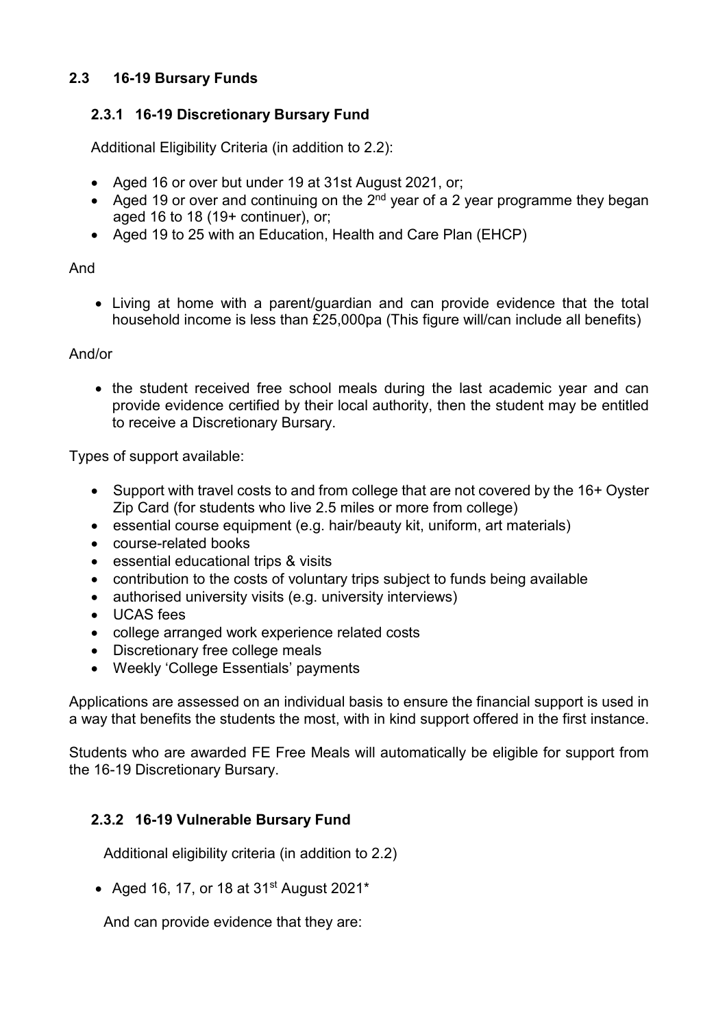## 2.3 16-19 Bursary Funds

### 2.3.1 16-19 Discretionary Bursary Fund

Additional Eligibility Criteria (in addition to 2.2):

- Aged 16 or over but under 19 at 31st August 2021, or;
- Aged 19 or over and continuing on the 2nd year of a 2 year programme they began aged 16 to 18 (19+ continuer), or;
- Aged 19 to 25 with an Education, Health and Care Plan (EHCP)

And

- Living at home with a parent/guardian and can provide evidence that the total household income is less than £25,000pa (This figure will/can include all benefits)

And/or

- the student received free school meals during the last academic year and can provide evidence certified by their local authority, then the student may be entitled to receive a Discretionary Bursary.

Types of support available:

- Support with travel costs to and from college that are not covered by the 16+ Oyster Zip Card (for students who live 2.5 miles or more from college)
- essential course equipment (e.g. hair/beauty kit, uniform, art materials)
- course-related books
- essential educational trips & visits
- contribution to the costs of voluntary trips subject to funds being available
- authorised university visits (e.g. university interviews)
- UCAS fees
- college arranged work experience related costs
- Discretionary free college meals
- Weekly 'College Essentials' payments

Applications are assessed on an individual basis to ensure the financial support is used in a way that benefits the students the most, with in kind support offered in the first instance.

Students who are awarded FE Free Meals will automatically be eligible for support from the 16-19 Discretionary Bursary.

### 2.3.2 16-19 Vulnerable Bursary Fund

Additional eligibility criteria (in addition to 2.2)

- Aged 16, 17, or 18 at 31st August 2021*

And can provide evidence that they are: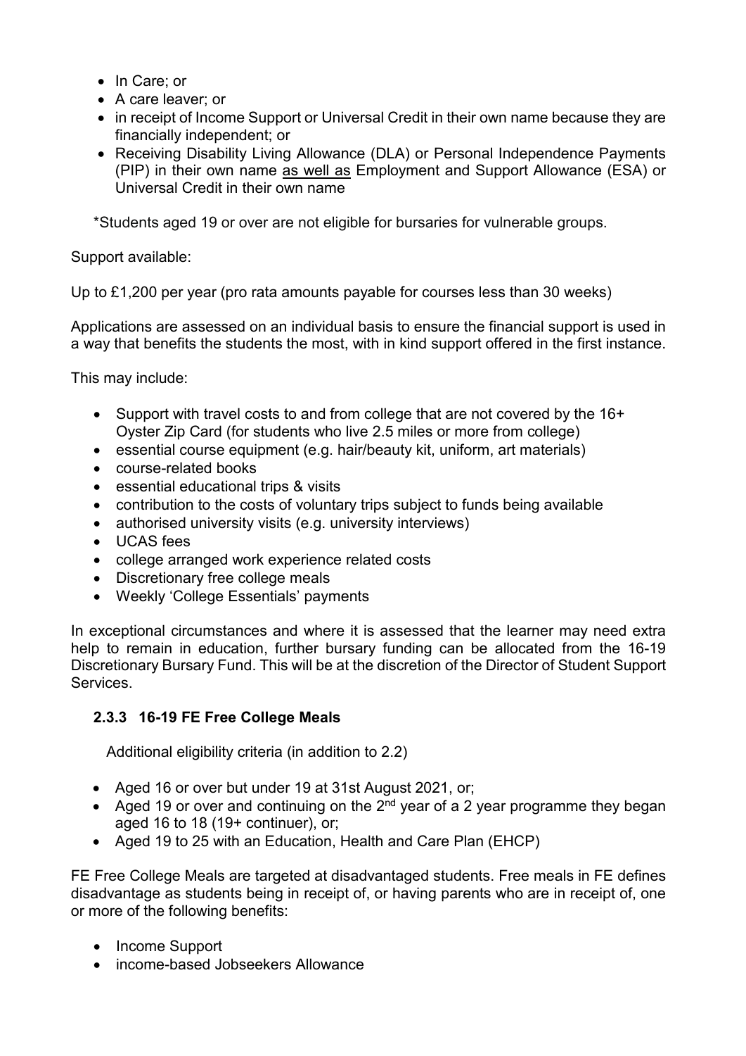- In Care; or
- A care leaver; or
- in receipt of Income Support or Universal Credit in their own name because they are financially independent; or
- Receiving Disability Living Allowance (DLA) or Personal Independence Payments (PIP) in their own name as well as Employment and Support Allowance (ESA) or Universal Credit in their own name

*Students aged 19 or over are not eligible for bursaries for vulnerable groups.

Support available:

Up to £1,200 per year (pro rata amounts payable for courses less than 30 weeks)

Applications are assessed on an individual basis to ensure the financial support is used in a way that benefits the students the most, with in kind support offered in the first instance.

This may include:

- Support with travel costs to and from college that are not covered by the 16+ Oyster Zip Card (for students who live 2.5 miles or more from college)
- essential course equipment (e.g. hair/beauty kit, uniform, art materials)
- course-related books
- essential educational trips & visits
- contribution to the costs of voluntary trips subject to funds being available
- authorised university visits (e.g. university interviews)
- UCAS fees
- college arranged work experience related costs
- Discretionary free college meals
- Weekly 'College Essentials' payments

In exceptional circumstances and where it is assessed that the learner may need extra help to remain in education, further bursary funding can be allocated from the 16-19 Discretionary Bursary Fund. This will be at the discretion of the Director of Student Support Services.

### 2.3.3 16-19 FE Free College Meals

Additional eligibility criteria (in addition to 2.2)

- Aged 16 or over but under 19 at 31st August 2021, or;
- Aged 19 or over and continuing on the 2nd year of a 2 year programme they began aged 16 to 18 (19+ continuer), or;
- Aged 19 to 25 with an Education, Health and Care Plan (EHCP)

FE Free College Meals are targeted at disadvantaged students. Free meals in FE defines disadvantage as students being in receipt of, or having parents who are in receipt of, one or more of the following benefits:

- Income Support
- income-based Jobseekers Allowance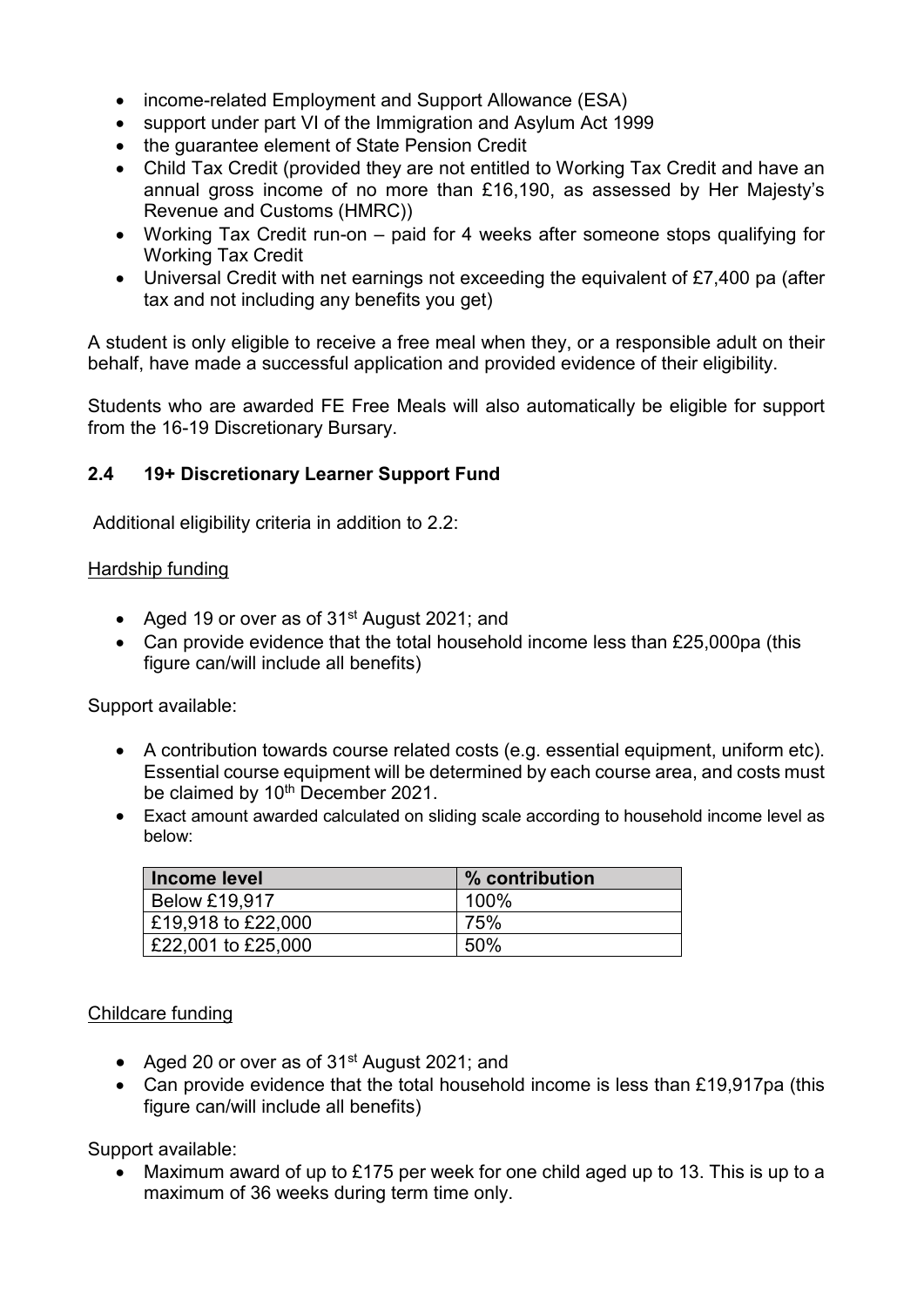- income-related Employment and Support Allowance (ESA)
- support under part VI of the Immigration and Asylum Act 1999
- the guarantee element of State Pension Credit
- Child Tax Credit (provided they are not entitled to Working Tax Credit and have an annual gross income of no more than £16,190, as assessed by Her Majesty's Revenue and Customs (HMRC))
- Working Tax Credit run-on – paid for 4 weeks after someone stops qualifying for Working Tax Credit
- Universal Credit with net earnings not exceeding the equivalent of £7,400 pa (after tax and not including any benefits you get)

A student is only eligible to receive a free meal when they, or a responsible adult on their behalf, have made a successful application and provided evidence of their eligibility.

Students who are awarded FE Free Meals will also automatically be eligible for support from the 16-19 Discretionary Bursary.

### 2.4 19+ Discretionary Learner Support Fund

Additional eligibility criteria in addition to 2.2:

Hardship funding

- Aged 19 or over as of 31st August 2021; and
- Can provide evidence that the total household income less than £25,000pa (this figure can/will include all benefits)

Support available:

- A contribution towards course related costs (e.g. essential equipment, uniform etc). Essential course equipment will be determined by each course area, and costs must be claimed by 10th December 2021.
- Exact amount awarded calculated on sliding scale according to household income level as below:

| Income level | % contribution |
|---|---|
| Below £19,917 | 100% |
| £19,918 to £22,000 | 75% |
| £22,001 to £25,000 | 50% |

Childcare funding

- Aged 20 or over as of 31st August 2021; and
- Can provide evidence that the total household income is less than £19,917pa (this figure can/will include all benefits)

Support available:

- Maximum award of up to £175 per week for one child aged up to 13. This is up to a maximum of 36 weeks during term time only.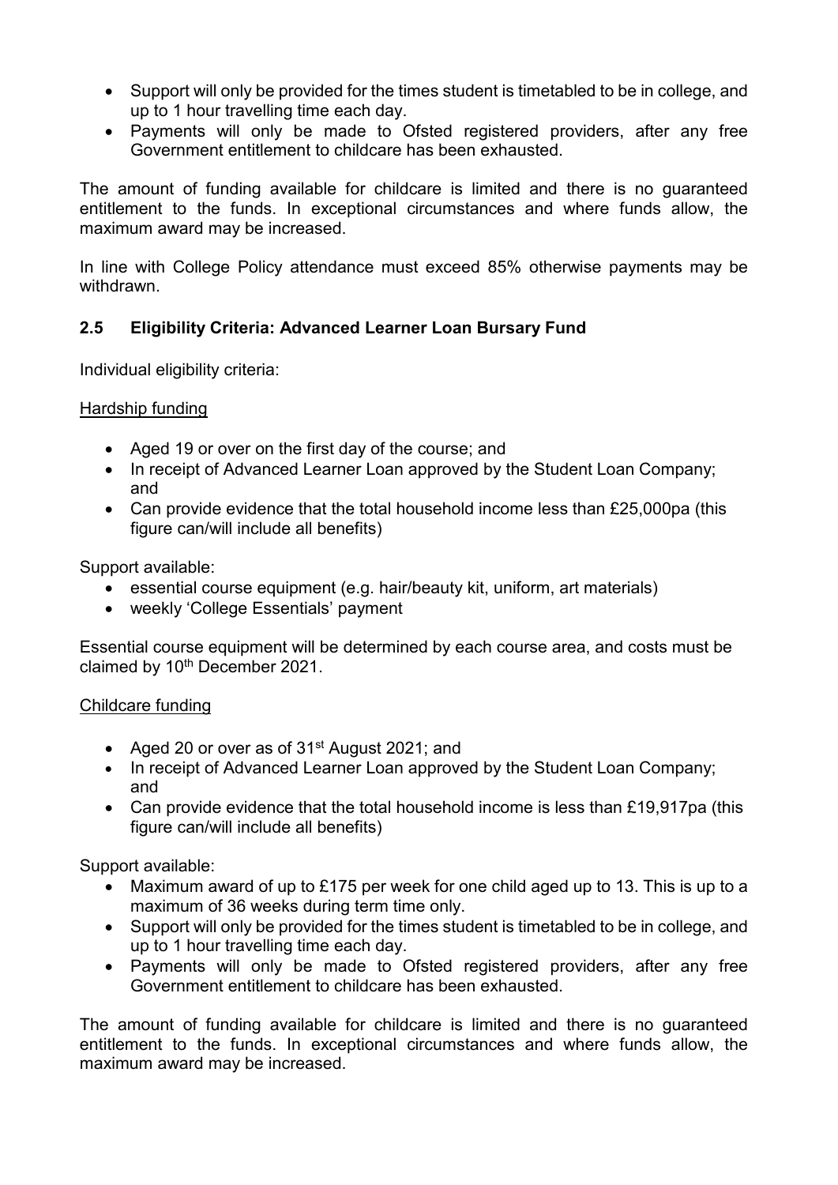- Support will only be provided for the times student is timetabled to be in college, and up to 1 hour travelling time each day.
- Payments will only be made to Ofsted registered providers, after any free Government entitlement to childcare has been exhausted.

The amount of funding available for childcare is limited and there is no guaranteed entitlement to the funds. In exceptional circumstances and where funds allow, the maximum award may be increased.

In line with College Policy attendance must exceed 85% otherwise payments may be withdrawn.

### 2.5 Eligibility Criteria: Advanced Learner Loan Bursary Fund

Individual eligibility criteria:

<u>Hardship funding</u>

- Aged 19 or over on the first day of the course; and
- In receipt of Advanced Learner Loan approved by the Student Loan Company; and
- Can provide evidence that the total household income less than £25,000pa (this figure can/will include all benefits)

Support available:

- essential course equipment (e.g. hair/beauty kit, uniform, art materials)
- weekly 'College Essentials' payment

Essential course equipment will be determined by each course area, and costs must be claimed by 10th December 2021.

<u>Childcare funding</u>

- Aged 20 or over as of 31st August 2021; and
- In receipt of Advanced Learner Loan approved by the Student Loan Company; and
- Can provide evidence that the total household income is less than £19,917pa (this figure can/will include all benefits)

Support available:

- Maximum award of up to £175 per week for one child aged up to 13. This is up to a maximum of 36 weeks during term time only.
- Support will only be provided for the times student is timetabled to be in college, and up to 1 hour travelling time each day.
- Payments will only be made to Ofsted registered providers, after any free Government entitlement to childcare has been exhausted.

The amount of funding available for childcare is limited and there is no guaranteed entitlement to the funds. In exceptional circumstances and where funds allow, the maximum award may be increased.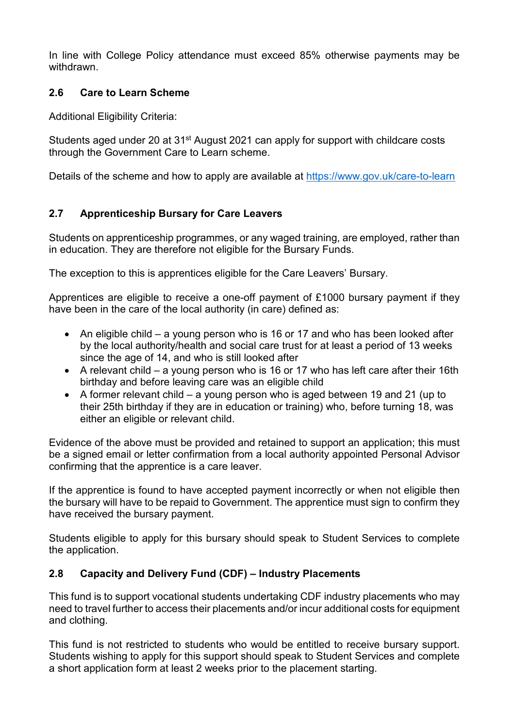In line with College Policy attendance must exceed 85% otherwise payments may be withdrawn.

## 2.6 Care to Learn Scheme

Additional Eligibility Criteria:

Students aged under 20 at 31st August 2021 can apply for support with childcare costs through the Government Care to Learn scheme.

Details of the scheme and how to apply are available at https://www.gov.uk/care-to-learn

## 2.7 Apprenticeship Bursary for Care Leavers

Students on apprenticeship programmes, or any waged training, are employed, rather than in education. They are therefore not eligible for the Bursary Funds.

The exception to this is apprentices eligible for the Care Leavers' Bursary.

Apprentices are eligible to receive a one-off payment of £1000 bursary payment if they have been in the care of the local authority (in care) defined as:

- An eligible child – a young person who is 16 or 17 and who has been looked after by the local authority/health and social care trust for at least a period of 13 weeks since the age of 14, and who is still looked after
- A relevant child – a young person who is 16 or 17 who has left care after their 16th birthday and before leaving care was an eligible child
- A former relevant child – a young person who is aged between 19 and 21 (up to their 25th birthday if they are in education or training) who, before turning 18, was either an eligible or relevant child.

Evidence of the above must be provided and retained to support an application; this must be a signed email or letter confirmation from a local authority appointed Personal Advisor confirming that the apprentice is a care leaver.

If the apprentice is found to have accepted payment incorrectly or when not eligible then the bursary will have to be repaid to Government. The apprentice must sign to confirm they have received the bursary payment.

Students eligible to apply for this bursary should speak to Student Services to complete the application.

## 2.8 Capacity and Delivery Fund (CDF) – Industry Placements

This fund is to support vocational students undertaking CDF industry placements who may need to travel further to access their placements and/or incur additional costs for equipment and clothing.

This fund is not restricted to students who would be entitled to receive bursary support. Students wishing to apply for this support should speak to Student Services and complete a short application form at least 2 weeks prior to the placement starting.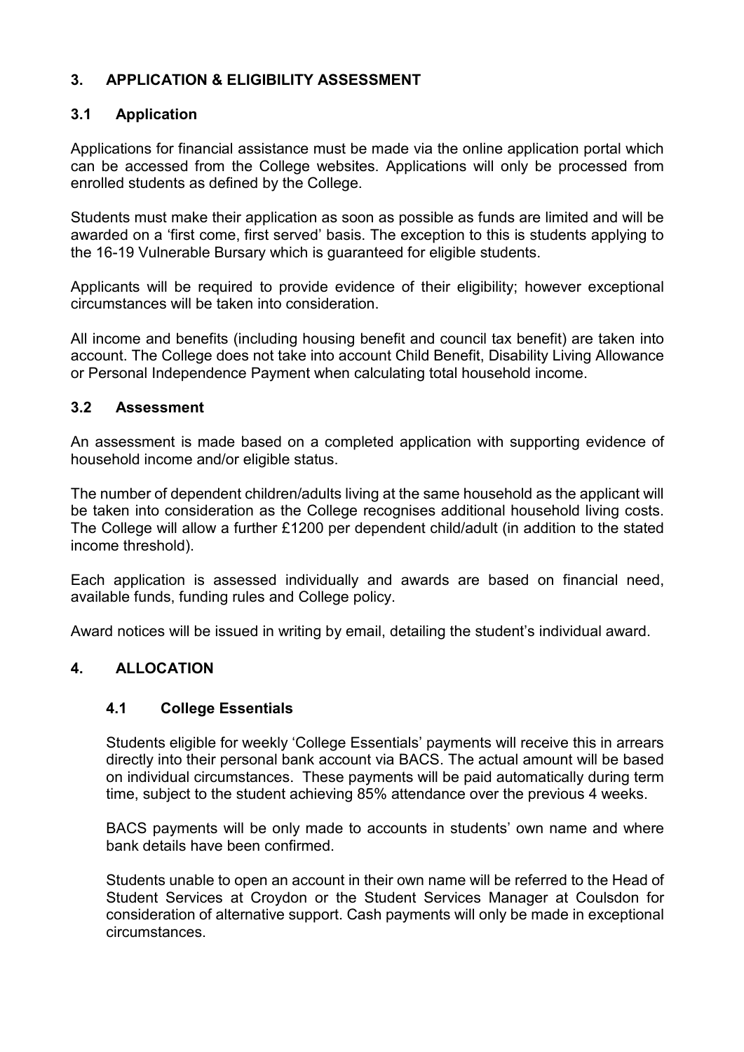## 3. APPLICATION & ELIGIBILITY ASSESSMENT

### 3.1 Application

Applications for financial assistance must be made via the online application portal which can be accessed from the College websites. Applications will only be processed from enrolled students as defined by the College.

Students must make their application as soon as possible as funds are limited and will be awarded on a 'first come, first served' basis. The exception to this is students applying to the 16-19 Vulnerable Bursary which is guaranteed for eligible students.

Applicants will be required to provide evidence of their eligibility; however exceptional circumstances will be taken into consideration.

All income and benefits (including housing benefit and council tax benefit) are taken into account. The College does not take into account Child Benefit, Disability Living Allowance or Personal Independence Payment when calculating total household income.

### 3.2 Assessment

An assessment is made based on a completed application with supporting evidence of household income and/or eligible status.

The number of dependent children/adults living at the same household as the applicant will be taken into consideration as the College recognises additional household living costs. The College will allow a further £1200 per dependent child/adult (in addition to the stated income threshold).

Each application is assessed individually and awards are based on financial need, available funds, funding rules and College policy.

Award notices will be issued in writing by email, detailing the student's individual award.

## 4. ALLOCATION

### 4.1 College Essentials

Students eligible for weekly 'College Essentials' payments will receive this in arrears directly into their personal bank account via BACS. The actual amount will be based on individual circumstances. These payments will be paid automatically during term time, subject to the student achieving 85% attendance over the previous 4 weeks.

BACS payments will be only made to accounts in students' own name and where bank details have been confirmed.

Students unable to open an account in their own name will be referred to the Head of Student Services at Croydon or the Student Services Manager at Coulsdon for consideration of alternative support. Cash payments will only be made in exceptional circumstances.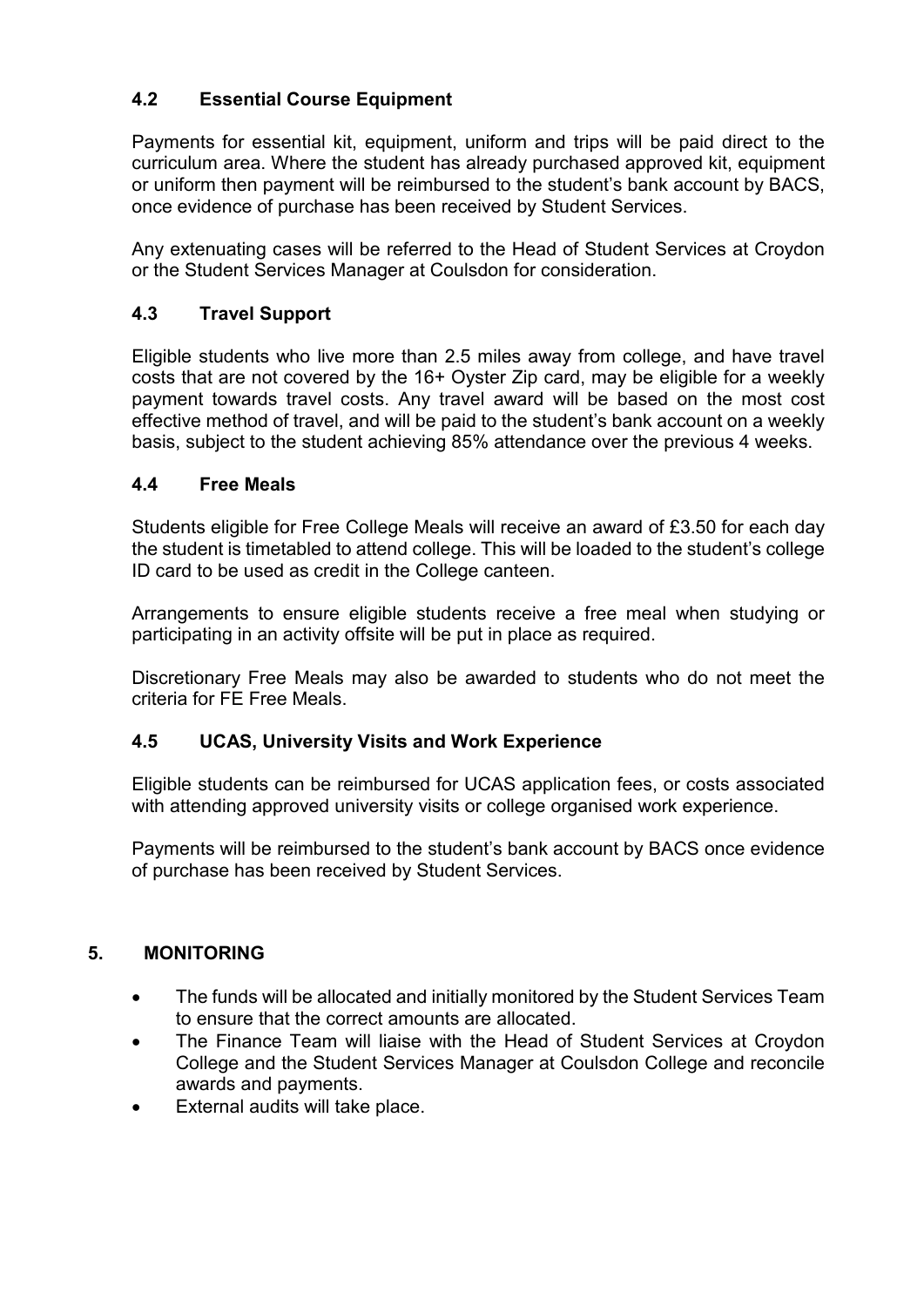### 4.2 Essential Course Equipment

Payments for essential kit, equipment, uniform and trips will be paid direct to the curriculum area. Where the student has already purchased approved kit, equipment or uniform then payment will be reimbursed to the student's bank account by BACS, once evidence of purchase has been received by Student Services.

Any extenuating cases will be referred to the Head of Student Services at Croydon or the Student Services Manager at Coulsdon for consideration.

### 4.3 Travel Support

Eligible students who live more than 2.5 miles away from college, and have travel costs that are not covered by the 16+ Oyster Zip card, may be eligible for a weekly payment towards travel costs. Any travel award will be based on the most cost effective method of travel, and will be paid to the student's bank account on a weekly basis, subject to the student achieving 85% attendance over the previous 4 weeks.

### 4.4 Free Meals

Students eligible for Free College Meals will receive an award of £3.50 for each day the student is timetabled to attend college. This will be loaded to the student's college ID card to be used as credit in the College canteen.

Arrangements to ensure eligible students receive a free meal when studying or participating in an activity offsite will be put in place as required.

Discretionary Free Meals may also be awarded to students who do not meet the criteria for FE Free Meals.

### 4.5 UCAS, University Visits and Work Experience

Eligible students can be reimbursed for UCAS application fees, or costs associated with attending approved university visits or college organised work experience.

Payments will be reimbursed to the student's bank account by BACS once evidence of purchase has been received by Student Services.

## 5. MONITORING

- The funds will be allocated and initially monitored by the Student Services Team to ensure that the correct amounts are allocated.
- The Finance Team will liaise with the Head of Student Services at Croydon College and the Student Services Manager at Coulsdon College and reconcile awards and payments.
- External audits will take place.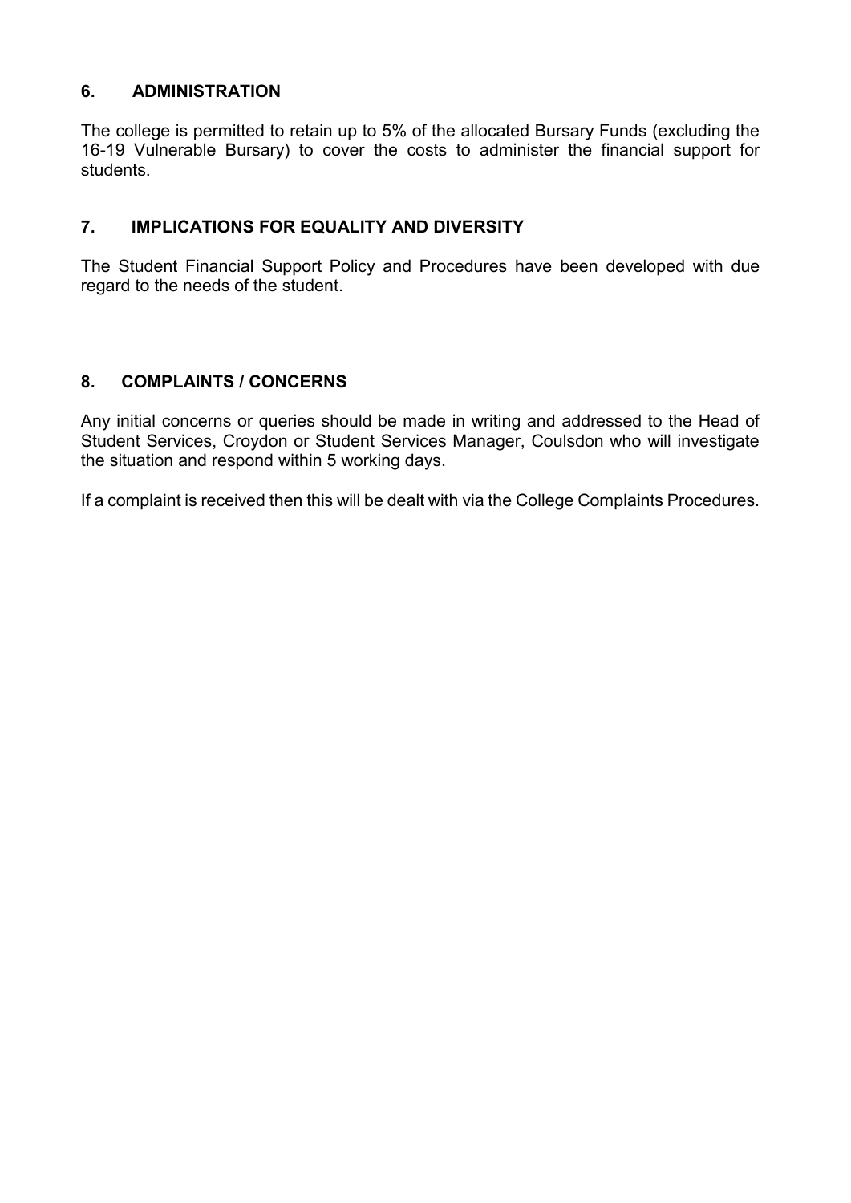## 6. ADMINISTRATION

The college is permitted to retain up to 5% of the allocated Bursary Funds (excluding the 16-19 Vulnerable Bursary) to cover the costs to administer the financial support for students.

## 7. IMPLICATIONS FOR EQUALITY AND DIVERSITY

The Student Financial Support Policy and Procedures have been developed with due regard to the needs of the student.

## 8. COMPLAINTS / CONCERNS

Any initial concerns or queries should be made in writing and addressed to the Head of Student Services, Croydon or Student Services Manager, Coulsdon who will investigate the situation and respond within 5 working days.

If a complaint is received then this will be dealt with via the College Complaints Procedures.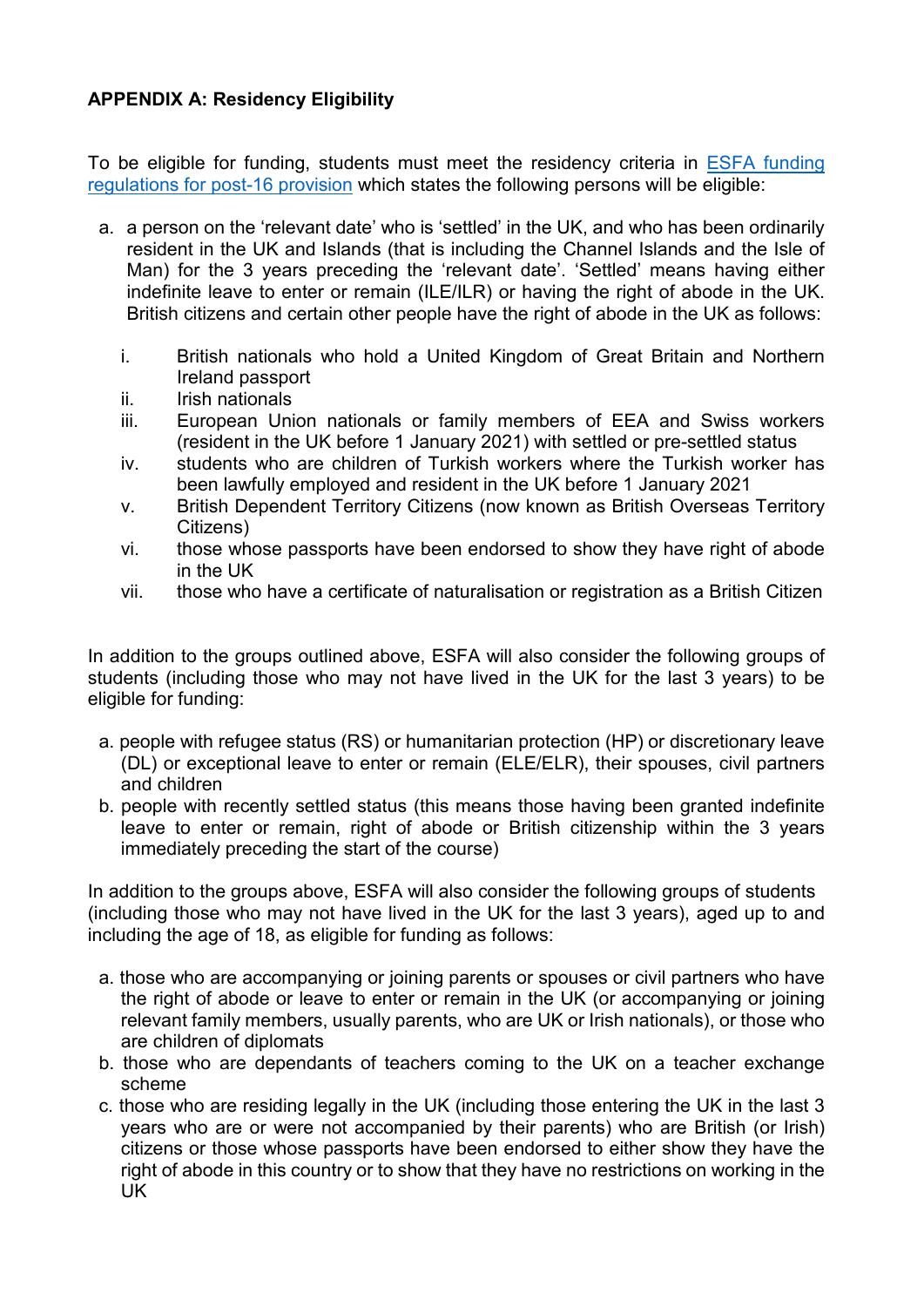**APPENDIX A: Residency Eligibility**

To be eligible for funding, students must meet the residency criteria in [ESFA funding regulations for post-16 provision](#) which states the following persons will be eligible:

a. a person on the 'relevant date' who is 'settled' in the UK, and who has been ordinarily resident in the UK and Islands (that is including the Channel Islands and the Isle of Man) for the 3 years preceding the 'relevant date'. 'Settled' means having either indefinite leave to enter or remain (ILE/ILR) or having the right of abode in the UK. British citizens and certain other people have the right of abode in the UK as follows:

   i. British nationals who hold a United Kingdom of Great Britain and Northern Ireland passport
   ii. Irish nationals
   iii. European Union nationals or family members of EEA and Swiss workers (resident in the UK before 1 January 2021) with settled or pre-settled status
   iv. students who are children of Turkish workers where the Turkish worker has been lawfully employed and resident in the UK before 1 January 2021
   v. British Dependent Territory Citizens (now known as British Overseas Territory Citizens)
   vi. those whose passports have been endorsed to show they have right of abode in the UK
   vii. those who have a certificate of naturalisation or registration as a British Citizen

In addition to the groups outlined above, ESFA will also consider the following groups of students (including those who may not have lived in the UK for the last 3 years) to be eligible for funding:

a. people with refugee status (RS) or humanitarian protection (HP) or discretionary leave (DL) or exceptional leave to enter or remain (ELE/ELR), their spouses, civil partners and children
b. people with recently settled status (this means those having been granted indefinite leave to enter or remain, right of abode or British citizenship within the 3 years immediately preceding the start of the course)

In addition to the groups above, ESFA will also consider the following groups of students (including those who may not have lived in the UK for the last 3 years), aged up to and including the age of 18, as eligible for funding as follows:

a. those who are accompanying or joining parents or spouses or civil partners who have the right of abode or leave to enter or remain in the UK (or accompanying or joining relevant family members, usually parents, who are UK or Irish nationals), or those who are children of diplomats
b. those who are dependants of teachers coming to the UK on a teacher exchange scheme
c. those who are residing legally in the UK (including those entering the UK in the last 3 years who are or were not accompanied by their parents) who are British (or Irish) citizens or those whose passports have been endorsed to either show they have the right of abode in this country or to show that they have no restrictions on working in the UK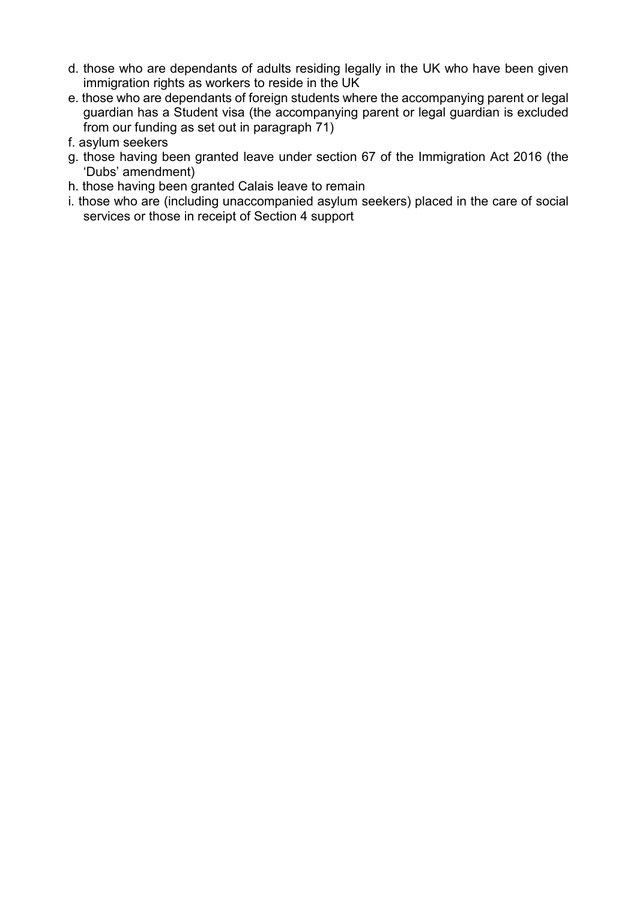d. those who are dependants of adults residing legally in the UK who have been given immigration rights as workers to reside in the UK
e. those who are dependants of foreign students where the accompanying parent or legal guardian has a Student visa (the accompanying parent or legal guardian is excluded from our funding as set out in paragraph 71)
f. asylum seekers
g. those having been granted leave under section 67 of the Immigration Act 2016 (the 'Dubs' amendment)
h. those having been granted Calais leave to remain
i. those who are (including unaccompanied asylum seekers) placed in the care of social services or those in receipt of Section 4 support